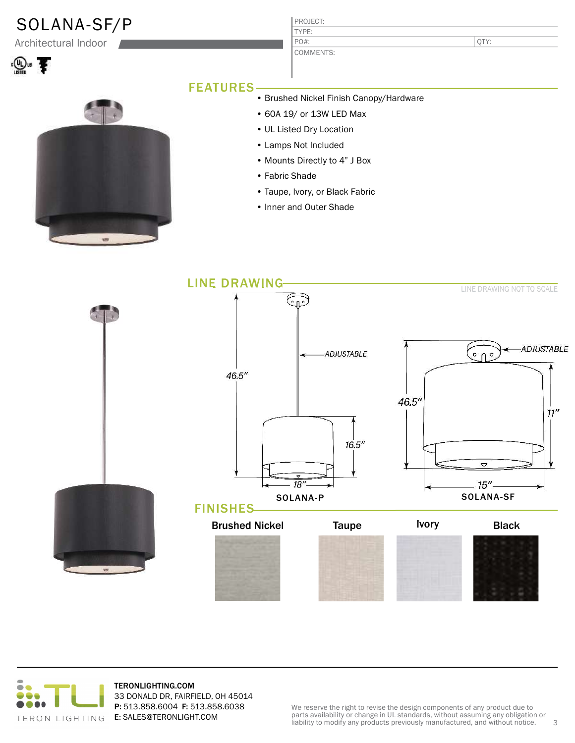# SOLANA-SF/P

Architectural Indoor

PROJECT:
TYPE:
PO#: QTY:
COMMENTS:

## FEATURES

- Brushed Nickel Finish Canopy/Hardware
- 60A 19/ or 13W LED Max
- UL Listed Dry Location
- Lamps Not Included
- Mounts Directly to 4” J Box
- Fabric Shade
- Taupe, Ivory, or Black Fabric
- Inner and Outer Shade

## LINE DRAWING

LINE DRAWING NOT TO SCALE

46.5” ADJUSTABLE 16.5” 18”
SOLANA-P

46.5” ADJUSTABLE 11” 15”
SOLANA-SF

## FINISHES

Brushed Nickel | Taupe | Ivory | Black

TERONLIGHTING.COM
33 DONALD DR, FAIRFIELD, OH 45014
**P:** 513.858.6004 **F:** 513.858.6038
**E:** SALES@TERONLIGHT.COM

We reserve the right to revise the design components of any product due to parts availability or change in UL standards, without assuming any obligation or liability to modify any products previously manufactured, and without notice.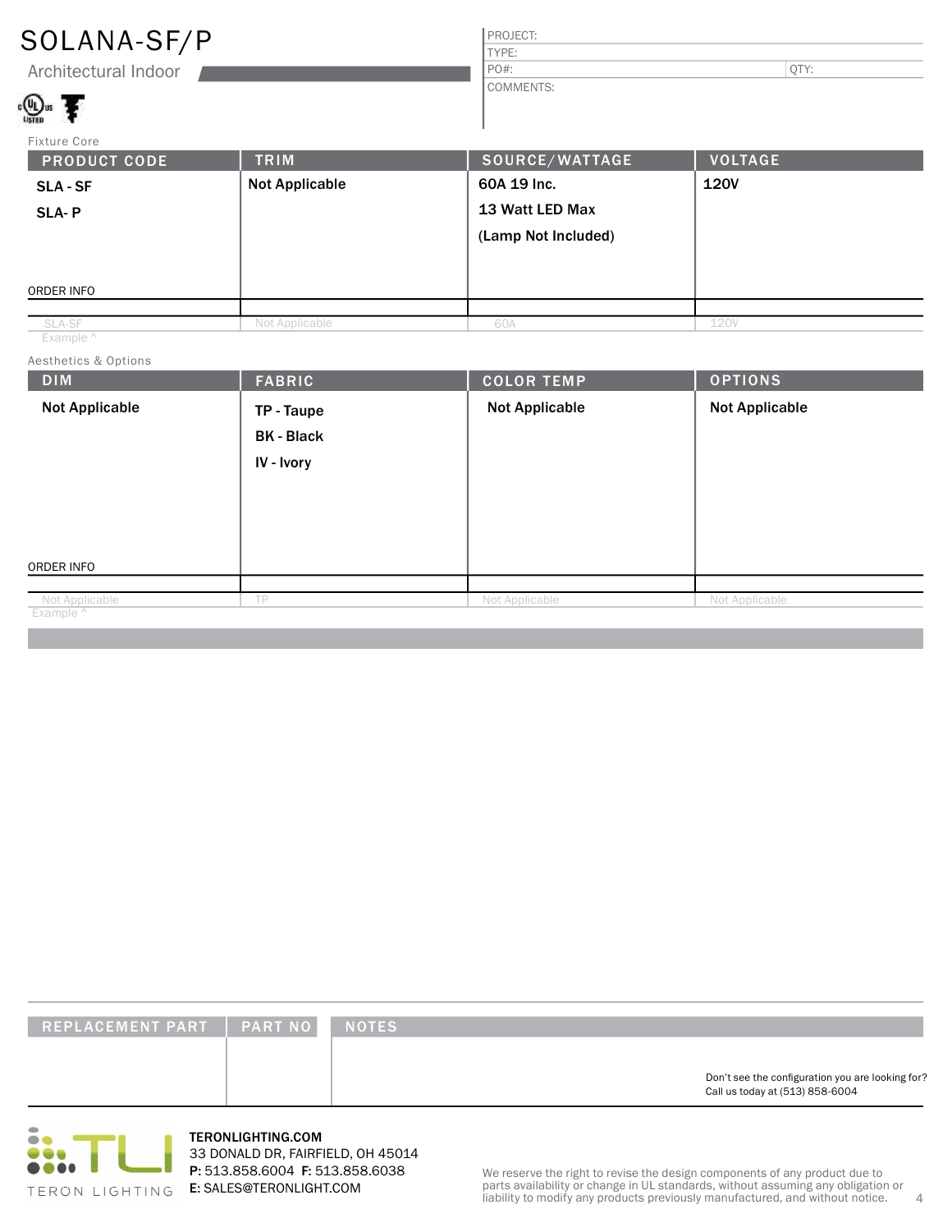# SOLANA-SF/P

Architectural Indoor

| PROJECT: | |
|---|---|
| TYPE: | |
| PO#: | QTY: |
| COMMENTS: | |

Fixture Core

| PRODUCT CODE | TRIM | SOURCE/WATTAGE | VOLTAGE |
|---|---|---|---|
| **SLA - SF**<br>**SLA- P** | **Not Applicable** | **60A 19 Inc.**<br>**13 Watt LED Max**<br>**(Lamp Not Included)** | **120V** |
| ORDER INFO | | | |
| SLA-SF | Not Applicable | 60A | 120V |

Example ^

Aesthetics & Options

| DIM | FABRIC | COLOR TEMP | OPTIONS |
|---|---|---|---|
| **Not Applicable** | **TP - Taupe**<br>**BK - Black**<br>**IV - Ivory** | **Not Applicable** | **Not Applicable** |
| ORDER INFO | | | |
| Not Applicable | TP | Not Applicable | Not Applicable |

Example ^

| REPLACEMENT PART | PART NO | NOTES |
|---|---|---|
| | | Don't see the configuration you are looking for? Call us today at (513) 858-6004 |

TERON LIGHTING

**TERONLIGHTING.COM**
33 DONALD DR, FAIRFIELD, OH 45014
**P:** 513.858.6004 **F:** 513.858.6038
**E:** SALES@TERONLIGHT.COM

We reserve the right to revise the design components of any product due to parts availability or change in UL standards, without assuming any obligation or liability to modify any products previously manufactured, and without notice.